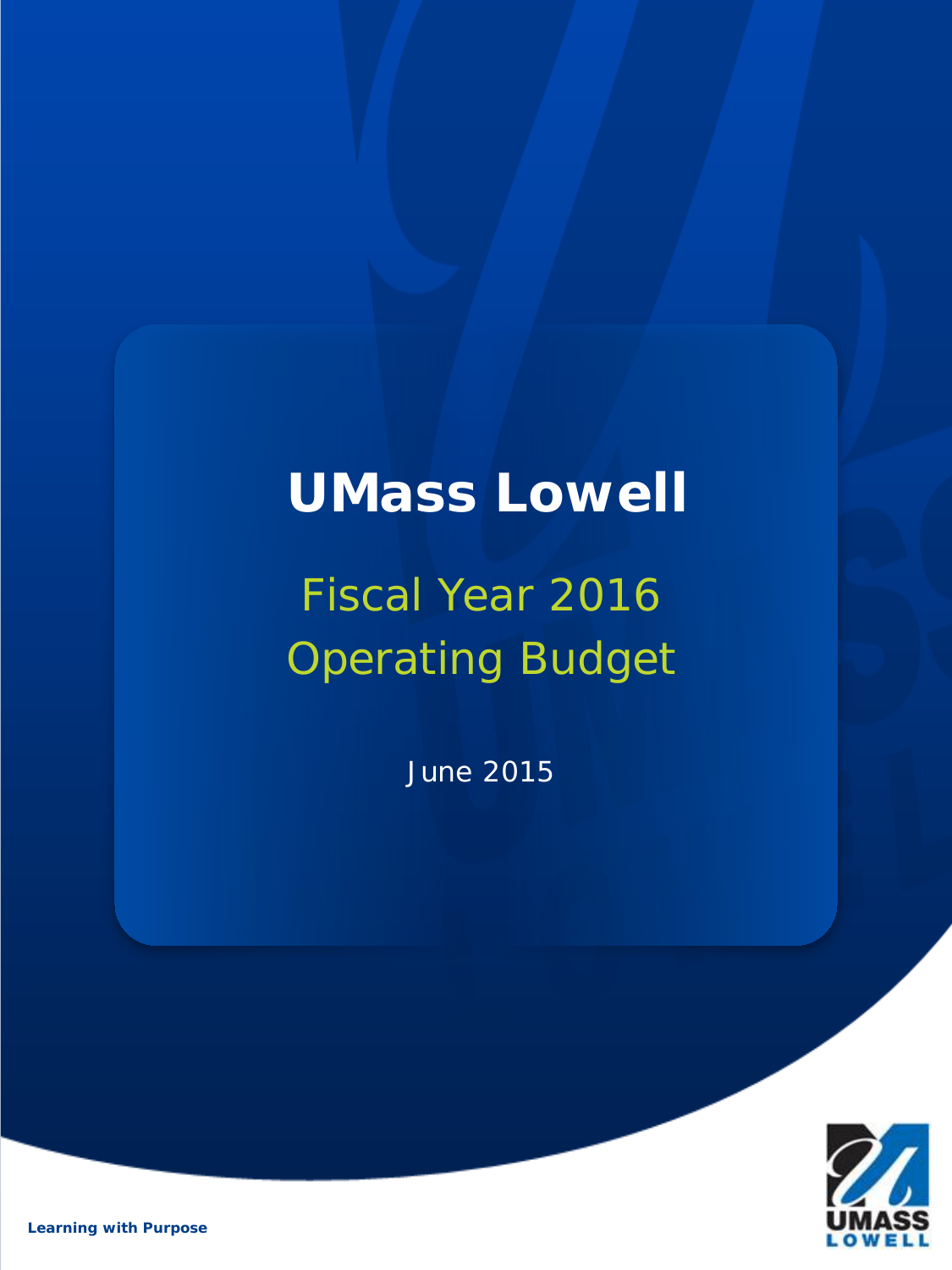# UMass Lowell

## Fiscal Year 2016 Operating Budget

June 2015

**Learning with Purpose**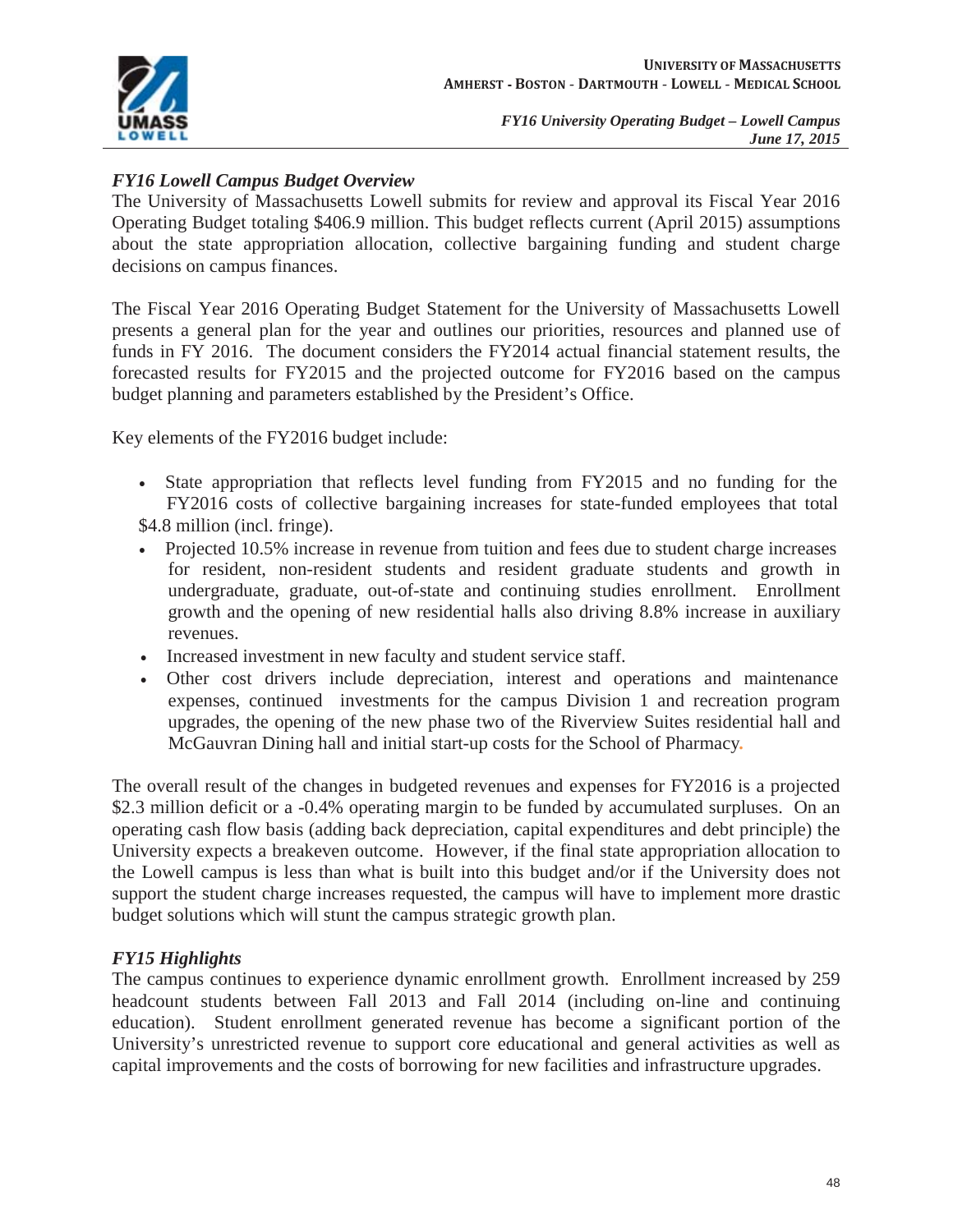### *FY16 Lowell Campus Budget Overview*

The University of Massachusetts Lowell submits for review and approval its Fiscal Year 2016 Operating Budget totaling $406.9 million. This budget reflects current (April 2015) assumptions about the state appropriation allocation, collective bargaining funding and student charge decisions on campus finances.

The Fiscal Year 2016 Operating Budget Statement for the University of Massachusetts Lowell presents a general plan for the year and outlines our priorities, resources and planned use of funds in FY 2016. The document considers the FY2014 actual financial statement results, the forecasted results for FY2015 and the projected outcome for FY2016 based on the campus budget planning and parameters established by the President's Office.

Key elements of the FY2016 budget include:

- State appropriation that reflects level funding from FY2015 and no funding for the FY2016 costs of collective bargaining increases for state-funded employees that total $4.8 million (incl. fringe).
- Projected 10.5% increase in revenue from tuition and fees due to student charge increases for resident, non-resident students and resident graduate students and growth in undergraduate, graduate, out-of-state and continuing studies enrollment. Enrollment growth and the opening of new residential halls also driving 8.8% increase in auxiliary revenues.
- Increased investment in new faculty and student service staff.
- Other cost drivers include depreciation, interest and operations and maintenance expenses, continued investments for the campus Division 1 and recreation program upgrades, the opening of the new phase two of the Riverview Suites residential hall and McGauvran Dining hall and initial start-up costs for the School of Pharmacy.

The overall result of the changes in budgeted revenues and expenses for FY2016 is a projected $2.3 million deficit or a -0.4% operating margin to be funded by accumulated surpluses. On an operating cash flow basis (adding back depreciation, capital expenditures and debt principle) the University expects a breakeven outcome. However, if the final state appropriation allocation to the Lowell campus is less than what is built into this budget and/or if the University does not support the student charge increases requested, the campus will have to implement more drastic budget solutions which will stunt the campus strategic growth plan.

### *FY15 Highlights*

The campus continues to experience dynamic enrollment growth. Enrollment increased by 259 headcount students between Fall 2013 and Fall 2014 (including on-line and continuing education). Student enrollment generated revenue has become a significant portion of the University's unrestricted revenue to support core educational and general activities as well as capital improvements and the costs of borrowing for new facilities and infrastructure upgrades.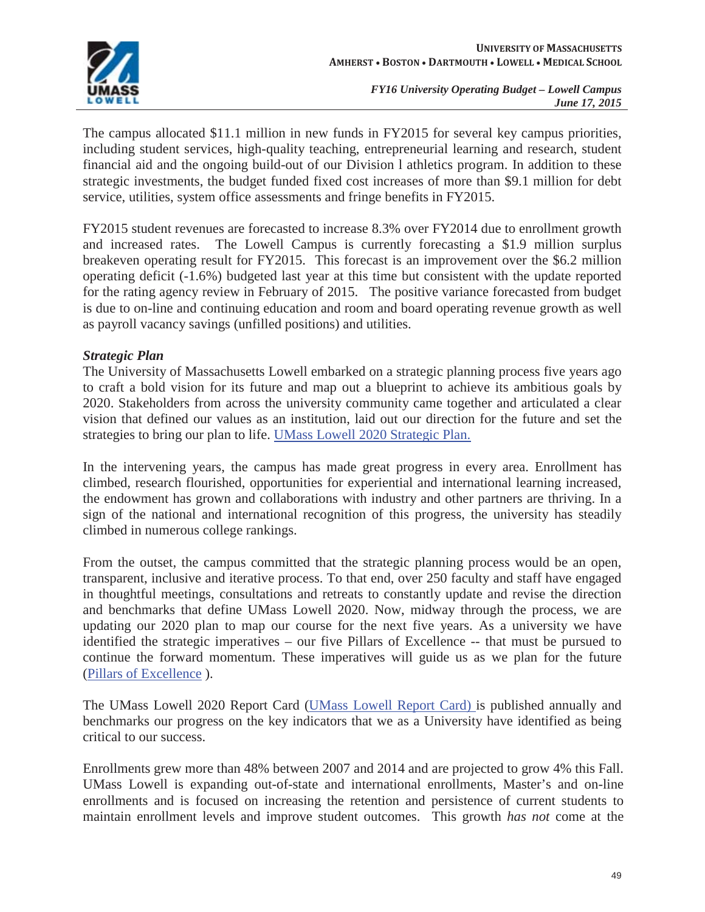The campus allocated $11.1 million in new funds in FY2015 for several key campus priorities, including student services, high-quality teaching, entrepreneurial learning and research, student financial aid and the ongoing build-out of our Division l athletics program. In addition to these strategic investments, the budget funded fixed cost increases of more than $9.1 million for debt service, utilities, system office assessments and fringe benefits in FY2015.

FY2015 student revenues are forecasted to increase 8.3% over FY2014 due to enrollment growth and increased rates. The Lowell Campus is currently forecasting a $1.9 million surplus breakeven operating result for FY2015. This forecast is an improvement over the $6.2 million operating deficit (-1.6%) budgeted last year at this time but consistent with the update reported for the rating agency review in February of 2015. The positive variance forecasted from budget is due to on-line and continuing education and room and board operating revenue growth as well as payroll vacancy savings (unfilled positions) and utilities.

***Strategic Plan***

The University of Massachusetts Lowell embarked on a strategic planning process five years ago to craft a bold vision for its future and map out a blueprint to achieve its ambitious goals by 2020. Stakeholders from across the university community came together and articulated a clear vision that defined our values as an institution, laid out our direction for the future and set the strategies to bring our plan to life. UMass Lowell 2020 Strategic Plan.

In the intervening years, the campus has made great progress in every area. Enrollment has climbed, research flourished, opportunities for experiential and international learning increased, the endowment has grown and collaborations with industry and other partners are thriving. In a sign of the national and international recognition of this progress, the university has steadily climbed in numerous college rankings.

From the outset, the campus committed that the strategic planning process would be an open, transparent, inclusive and iterative process. To that end, over 250 faculty and staff have engaged in thoughtful meetings, consultations and retreats to constantly update and revise the direction and benchmarks that define UMass Lowell 2020. Now, midway through the process, we are updating our 2020 plan to map our course for the next five years. As a university we have identified the strategic imperatives – our five Pillars of Excellence -- that must be pursued to continue the forward momentum. These imperatives will guide us as we plan for the future (Pillars of Excellence ).

The UMass Lowell 2020 Report Card (UMass Lowell Report Card) is published annually and benchmarks our progress on the key indicators that we as a University have identified as being critical to our success.

Enrollments grew more than 48% between 2007 and 2014 and are projected to grow 4% this Fall. UMass Lowell is expanding out-of-state and international enrollments, Master's and on-line enrollments and is focused on increasing the retention and persistence of current students to maintain enrollment levels and improve student outcomes. This growth *has not* come at the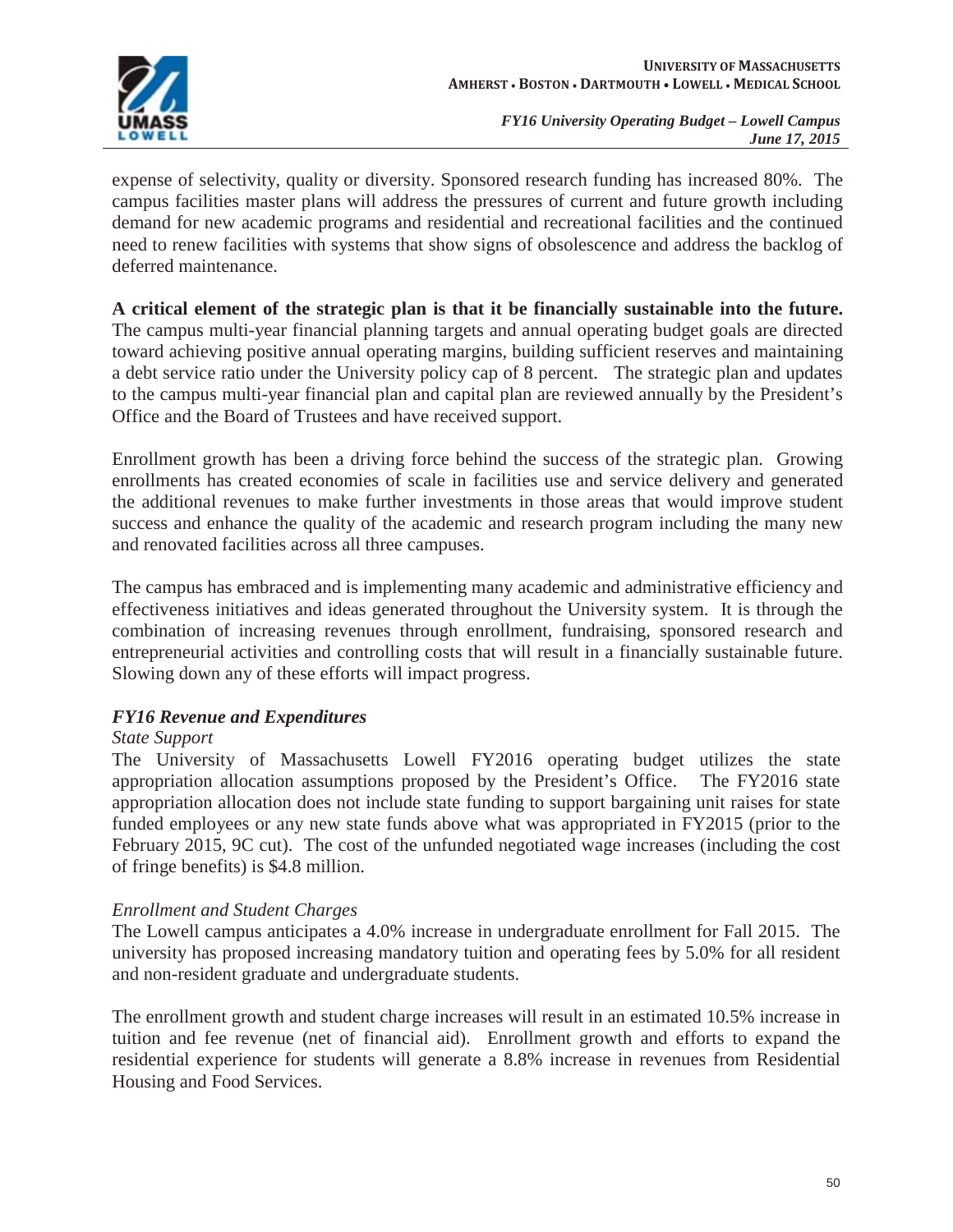expense of selectivity, quality or diversity. Sponsored research funding has increased 80%. The campus facilities master plans will address the pressures of current and future growth including demand for new academic programs and residential and recreational facilities and the continued need to renew facilities with systems that show signs of obsolescence and address the backlog of deferred maintenance.

**A critical element of the strategic plan is that it be financially sustainable into the future.** The campus multi-year financial planning targets and annual operating budget goals are directed toward achieving positive annual operating margins, building sufficient reserves and maintaining a debt service ratio under the University policy cap of 8 percent. The strategic plan and updates to the campus multi-year financial plan and capital plan are reviewed annually by the President's Office and the Board of Trustees and have received support.

Enrollment growth has been a driving force behind the success of the strategic plan. Growing enrollments has created economies of scale in facilities use and service delivery and generated the additional revenues to make further investments in those areas that would improve student success and enhance the quality of the academic and research program including the many new and renovated facilities across all three campuses.

The campus has embraced and is implementing many academic and administrative efficiency and effectiveness initiatives and ideas generated throughout the University system. It is through the combination of increasing revenues through enrollment, fundraising, sponsored research and entrepreneurial activities and controlling costs that will result in a financially sustainable future. Slowing down any of these efforts will impact progress.

### *FY16 Revenue and Expenditures*

*State Support*

The University of Massachusetts Lowell FY2016 operating budget utilizes the state appropriation allocation assumptions proposed by the President's Office. The FY2016 state appropriation allocation does not include state funding to support bargaining unit raises for state funded employees or any new state funds above what was appropriated in FY2015 (prior to the February 2015, 9C cut). The cost of the unfunded negotiated wage increases (including the cost of fringe benefits) is $4.8 million.

*Enrollment and Student Charges*

The Lowell campus anticipates a 4.0% increase in undergraduate enrollment for Fall 2015. The university has proposed increasing mandatory tuition and operating fees by 5.0% for all resident and non-resident graduate and undergraduate students.

The enrollment growth and student charge increases will result in an estimated 10.5% increase in tuition and fee revenue (net of financial aid). Enrollment growth and efforts to expand the residential experience for students will generate a 8.8% increase in revenues from Residential Housing and Food Services.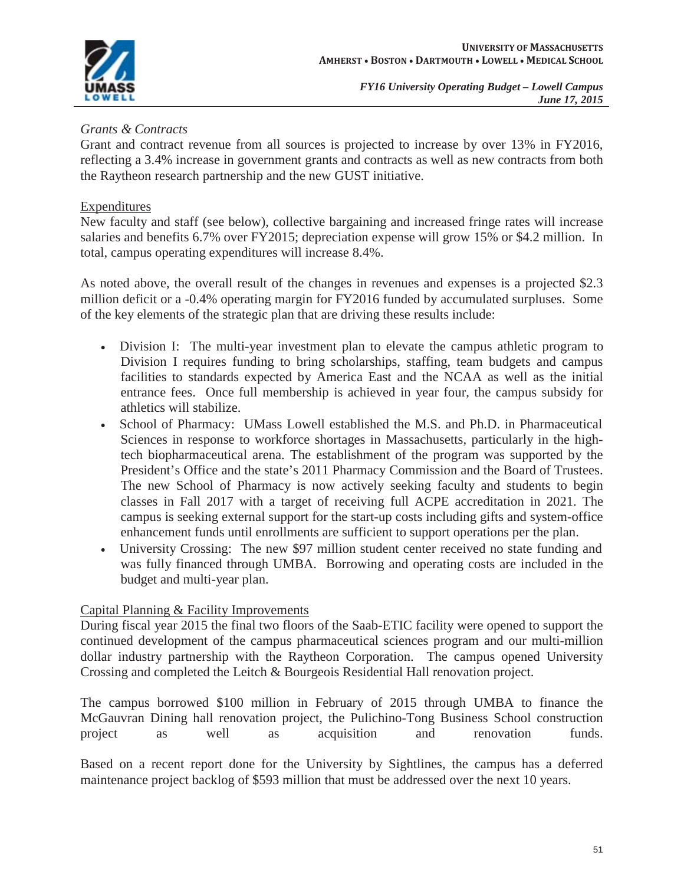*Grants & Contracts*

Grant and contract revenue from all sources is projected to increase by over 13% in FY2016, reflecting a 3.4% increase in government grants and contracts as well as new contracts from both the Raytheon research partnership and the new GUST initiative.

<u>Expenditures</u>

New faculty and staff (see below), collective bargaining and increased fringe rates will increase salaries and benefits 6.7% over FY2015; depreciation expense will grow 15% or $4.2 million. In total, campus operating expenditures will increase 8.4%.

As noted above, the overall result of the changes in revenues and expenses is a projected $2.3 million deficit or a -0.4% operating margin for FY2016 funded by accumulated surpluses. Some of the key elements of the strategic plan that are driving these results include:

- Division I: The multi-year investment plan to elevate the campus athletic program to Division I requires funding to bring scholarships, staffing, team budgets and campus facilities to standards expected by America East and the NCAA as well as the initial entrance fees. Once full membership is achieved in year four, the campus subsidy for athletics will stabilize.
- School of Pharmacy: UMass Lowell established the M.S. and Ph.D. in Pharmaceutical Sciences in response to workforce shortages in Massachusetts, particularly in the high-tech biopharmaceutical arena. The establishment of the program was supported by the President's Office and the state's 2011 Pharmacy Commission and the Board of Trustees. The new School of Pharmacy is now actively seeking faculty and students to begin classes in Fall 2017 with a target of receiving full ACPE accreditation in 2021. The campus is seeking external support for the start-up costs including gifts and system-office enhancement funds until enrollments are sufficient to support operations per the plan.
- University Crossing: The new $97 million student center received no state funding and was fully financed through UMBA. Borrowing and operating costs are included in the budget and multi-year plan.

<u>Capital Planning & Facility Improvements</u>

During fiscal year 2015 the final two floors of the Saab-ETIC facility were opened to support the continued development of the campus pharmaceutical sciences program and our multi-million dollar industry partnership with the Raytheon Corporation. The campus opened University Crossing and completed the Leitch & Bourgeois Residential Hall renovation project.

The campus borrowed $100 million in February of 2015 through UMBA to finance the McGauvran Dining hall renovation project, the Pulichino-Tong Business School construction project as well as acquisition and renovation funds.

Based on a recent report done for the University by Sightlines, the campus has a deferred maintenance project backlog of $593 million that must be addressed over the next 10 years.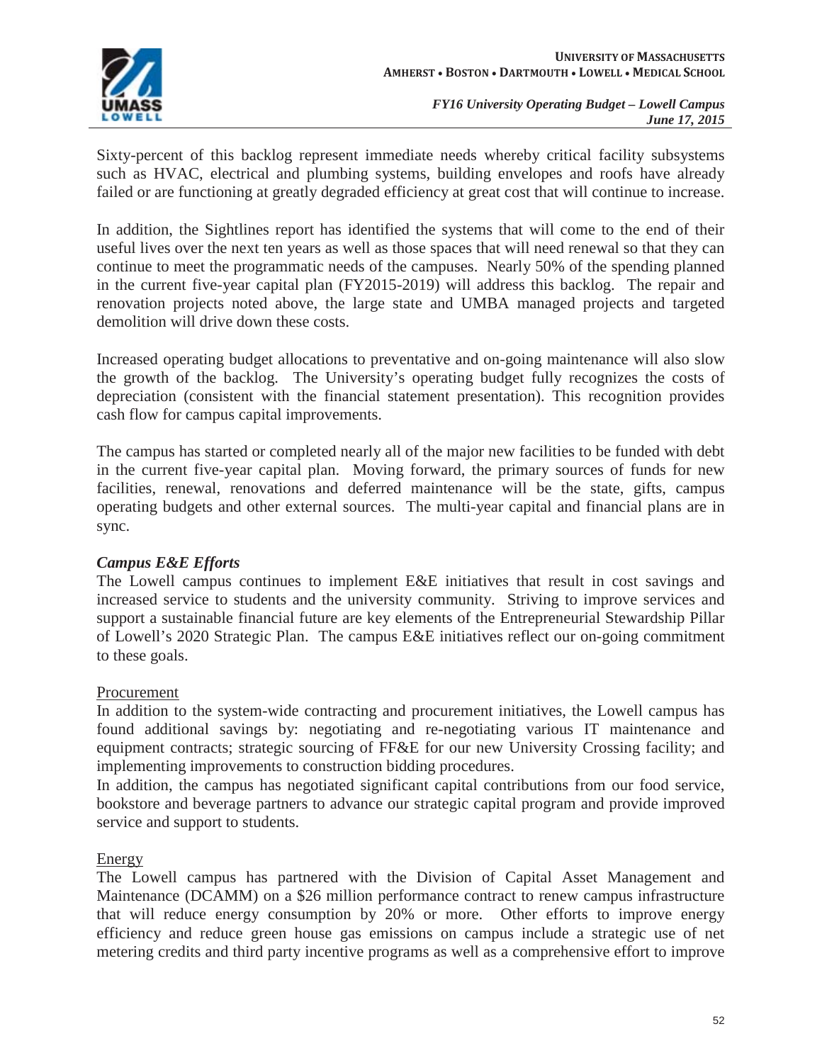Sixty-percent of this backlog represent immediate needs whereby critical facility subsystems such as HVAC, electrical and plumbing systems, building envelopes and roofs have already failed or are functioning at greatly degraded efficiency at great cost that will continue to increase.

In addition, the Sightlines report has identified the systems that will come to the end of their useful lives over the next ten years as well as those spaces that will need renewal so that they can continue to meet the programmatic needs of the campuses. Nearly 50% of the spending planned in the current five-year capital plan (FY2015-2019) will address this backlog. The repair and renovation projects noted above, the large state and UMBA managed projects and targeted demolition will drive down these costs.

Increased operating budget allocations to preventative and on-going maintenance will also slow the growth of the backlog. The University's operating budget fully recognizes the costs of depreciation (consistent with the financial statement presentation). This recognition provides cash flow for campus capital improvements.

The campus has started or completed nearly all of the major new facilities to be funded with debt in the current five-year capital plan. Moving forward, the primary sources of funds for new facilities, renewal, renovations and deferred maintenance will be the state, gifts, campus operating budgets and other external sources. The multi-year capital and financial plans are in sync.

### *Campus E&E Efforts*

The Lowell campus continues to implement E&E initiatives that result in cost savings and increased service to students and the university community. Striving to improve services and support a sustainable financial future are key elements of the Entrepreneurial Stewardship Pillar of Lowell's 2020 Strategic Plan. The campus E&E initiatives reflect our on-going commitment to these goals.

<u>Procurement</u>

In addition to the system-wide contracting and procurement initiatives, the Lowell campus has found additional savings by: negotiating and re-negotiating various IT maintenance and equipment contracts; strategic sourcing of FF&E for our new University Crossing facility; and implementing improvements to construction bidding procedures.

In addition, the campus has negotiated significant capital contributions from our food service, bookstore and beverage partners to advance our strategic capital program and provide improved service and support to students.

<u>Energy</u>

The Lowell campus has partnered with the Division of Capital Asset Management and Maintenance (DCAMM) on a $26 million performance contract to renew campus infrastructure that will reduce energy consumption by 20% or more. Other efforts to improve energy efficiency and reduce green house gas emissions on campus include a strategic use of net metering credits and third party incentive programs as well as a comprehensive effort to improve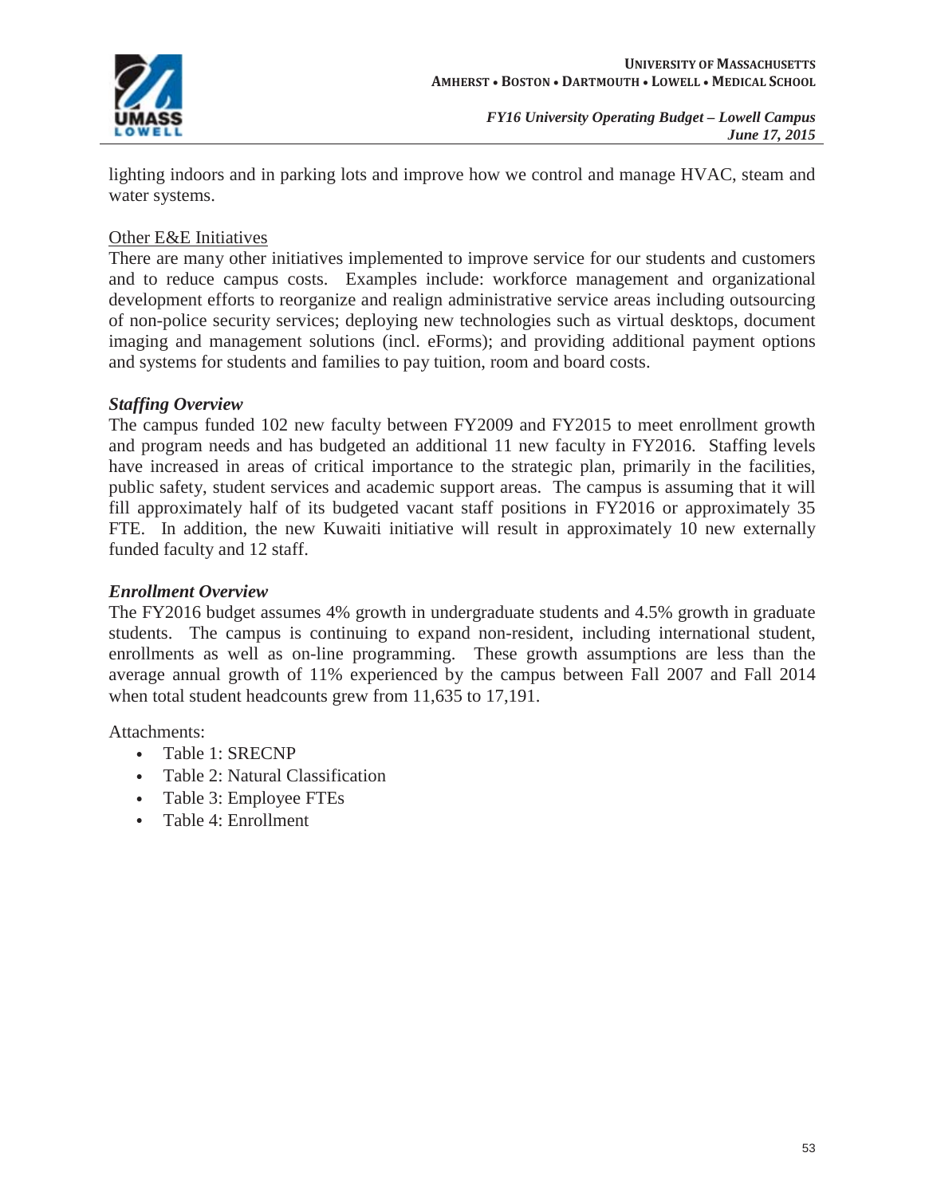lighting indoors and in parking lots and improve how we control and manage HVAC, steam and water systems.

<u>Other E&E Initiatives</u>

There are many other initiatives implemented to improve service for our students and customers and to reduce campus costs. Examples include: workforce management and organizational development efforts to reorganize and realign administrative service areas including outsourcing of non-police security services; deploying new technologies such as virtual desktops, document imaging and management solutions (incl. eForms); and providing additional payment options and systems for students and families to pay tuition, room and board costs.

***Staffing Overview***

The campus funded 102 new faculty between FY2009 and FY2015 to meet enrollment growth and program needs and has budgeted an additional 11 new faculty in FY2016. Staffing levels have increased in areas of critical importance to the strategic plan, primarily in the facilities, public safety, student services and academic support areas. The campus is assuming that it will fill approximately half of its budgeted vacant staff positions in FY2016 or approximately 35 FTE. In addition, the new Kuwaiti initiative will result in approximately 10 new externally funded faculty and 12 staff.

***Enrollment Overview***

The FY2016 budget assumes 4% growth in undergraduate students and 4.5% growth in graduate students. The campus is continuing to expand non-resident, including international student, enrollments as well as on-line programming. These growth assumptions are less than the average annual growth of 11% experienced by the campus between Fall 2007 and Fall 2014 when total student headcounts grew from 11,635 to 17,191.

Attachments:

- Table 1: SRECNP
- Table 2: Natural Classification
- Table 3: Employee FTEs
- Table 4: Enrollment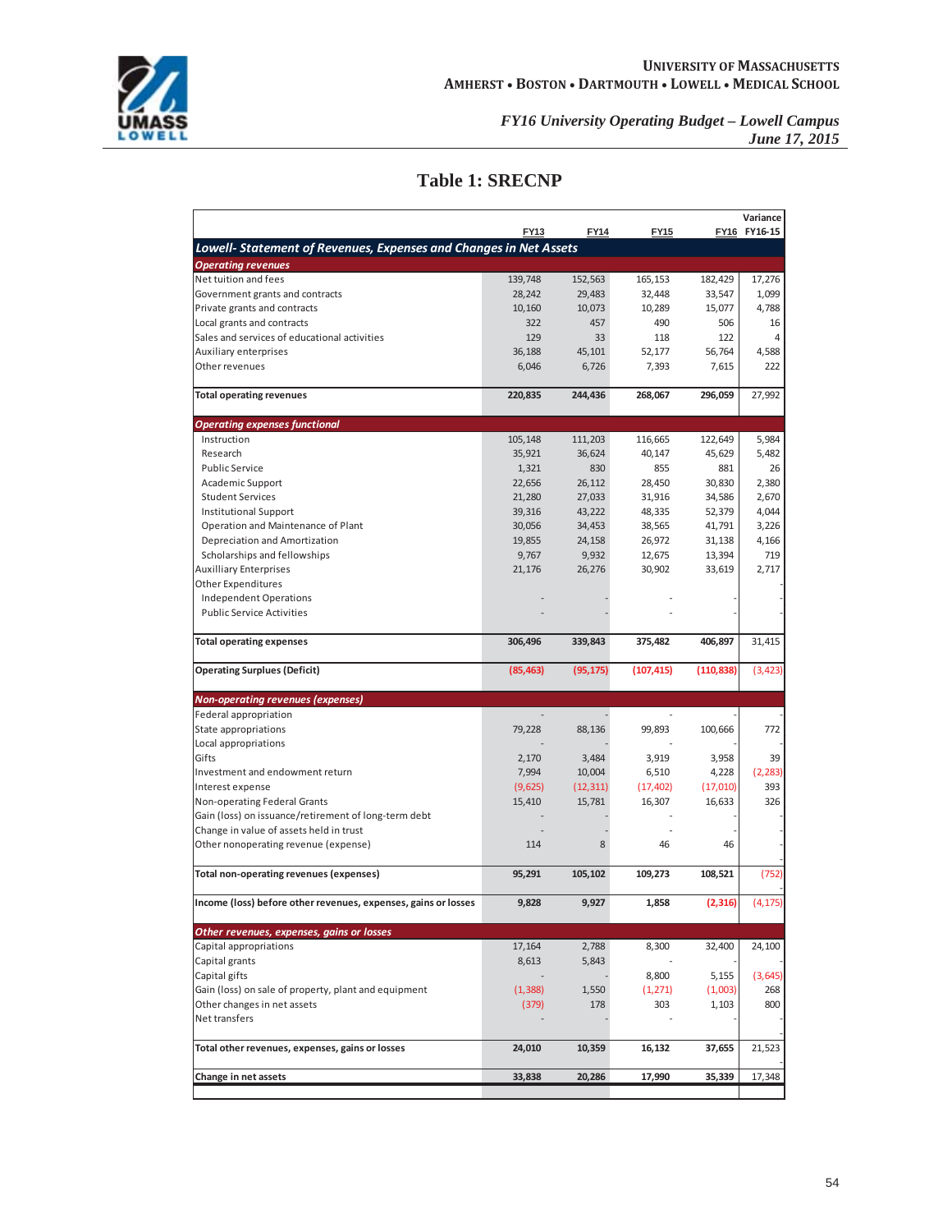## Table 1: SRECNP

| | FY13 | FY14 | FY15 | FY16 | Variance FY16-15 |
|---|---|---|---|---|---|
| ***Lowell- Statement of Revenues, Expenses and Changes in Net Assets*** | | | | | |
| ***Operating revenues*** | | | | | |
| Net tuition and fees | 139,748 | 152,563 | 165,153 | 182,429 | 17,276 |
| Government grants and contracts | 28,242 | 29,483 | 32,448 | 33,547 | 1,099 |
| Private grants and contracts | 10,160 | 10,073 | 10,289 | 15,077 | 4,788 |
| Local grants and contracts | 322 | 457 | 490 | 506 | 16 |
| Sales and services of educational activities | 129 | 33 | 118 | 122 | 4 |
| Auxiliary enterprises | 36,188 | 45,101 | 52,177 | 56,764 | 4,588 |
| Other revenues | 6,046 | 6,726 | 7,393 | 7,615 | 222 |
| **Total operating revenues** | **220,835** | **244,436** | **268,067** | **296,059** | 27,992 |
| ***Operating expenses functional*** | | | | | |
| Instruction | 105,148 | 111,203 | 116,665 | 122,649 | 5,984 |
| Research | 35,921 | 36,624 | 40,147 | 45,629 | 5,482 |
| Public Service | 1,321 | 830 | 855 | 881 | 26 |
| Academic Support | 22,656 | 26,112 | 28,450 | 30,830 | 2,380 |
| Student Services | 21,280 | 27,033 | 31,916 | 34,586 | 2,670 |
| Institutional Support | 39,316 | 43,222 | 48,335 | 52,379 | 4,044 |
| Opereation and Maintenance of Plant | 30,056 | 34,453 | 38,565 | 41,791 | 3,226 |
| Depreciation and Amortization | 19,855 | 24,158 | 26,972 | 31,138 | 4,166 |
| Scholarships and fellowships | 9,767 | 9,932 | 12,675 | 13,394 | 719 |
| Auxilliary Enterprises | 21,176 | 26,276 | 30,902 | 33,619 | 2,717 |
| Other Expenditures | | | | | - |
| Independent Operations | - | - | - | - | - |
| Public Service Activities | - | - | - | - | - |
| **Total operating expenses** | **306,496** | **339,843** | **375,482** | **406,897** | 31,415 |
| **Operating Surpluses (Deficit)** | **(85,463)** | **(95,175)** | **(107,415)** | **(110,838)** | (3,423) |
| ***Non-operating revenues (expenses)*** | | | | | |
| Federal appropriation | - | - | - | - | - |
| State appropriations | 79,228 | 88,136 | 99,893 | 100,666 | 772 |
| Local appropriations | - | - | - | - | - |
| Gifts | 2,170 | 3,484 | 3,919 | 3,958 | 39 |
| Investment and endowment return | 7,994 | 10,004 | 6,510 | 4,228 | (2,283) |
| Interest expense | (9,625) | (12,311) | (17,402) | (17,010) | 393 |
| Non-operating Federal Grants | 15,410 | 15,781 | 16,307 | 16,633 | 326 |
| Gain (loss) on issuance/retirement of long-term debt | - | - | - | - | - |
| Change in value of assets held in trust | - | - | - | - | - |
| Other nonoperating revenue (expense) | 114 | 8 | 46 | 46 | - |
| **Total non-operating revenues (expenses)** | **95,291** | **105,102** | **109,273** | **108,521** | (752) |
| **Income (loss) before other revenues, expenses, gains or losses** | **9,828** | **9,927** | **1,858** | **(2,316)** | (4,175) |
| ***Other revenues, expenses, gains or losses*** | | | | | |
| Capital appropriations | 17,164 | 2,788 | 8,300 | 32,400 | 24,100 |
| Capital grants | 8,613 | 5,843 | - | - | - |
| Capital gifts | - | - | 8,800 | 5,155 | (3,645) |
| Gain (loss) on sale of property, plant and equipment | (1,388) | 1,550 | (1,271) | (1,003) | 268 |
| Other changes in net assets | (379) | 178 | 303 | 1,103 | 800 |
| Net transfers | - | - | - | - | - |
| **Total other revenues, expenses, gains or losses** | **24,010** | **10,359** | **16,132** | **37,655** | 21,523 |
| **Change in net assets** | **33,838** | **20,286** | **17,990** | **35,339** | 17,348 |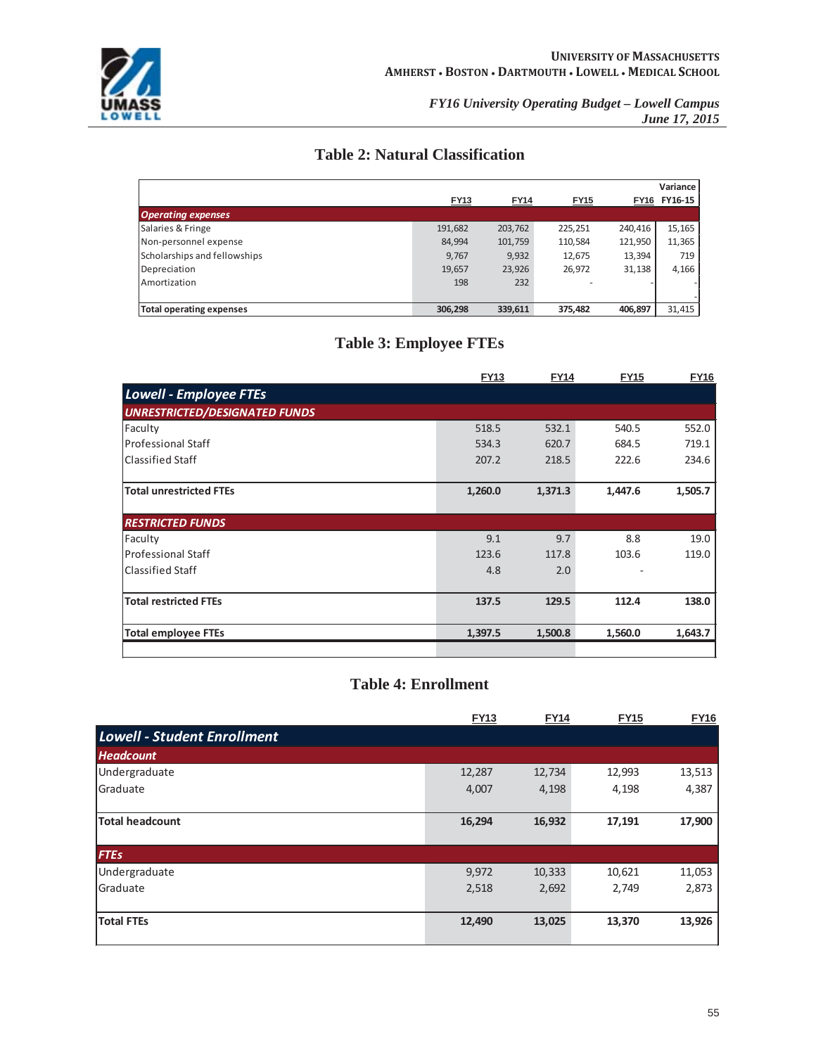## Table 2: Natural Classification

| | FY13 | FY14 | FY15 | FY16 | Variance FY16-15 |
|---|---|---|---|---|---|
| ***Operating expenses*** | | | | | |
| Salaries & Fringe | 191,682 | 203,762 | 225,251 | 240,416 | 15,165 |
| Non-personnel expense | 84,994 | 101,759 | 110,584 | 121,950 | 11,365 |
| Scholarships and fellowships | 9,767 | 9,932 | 12,675 | 13,394 | 719 |
| Depreciation | 19,657 | 23,926 | 26,972 | 31,138 | 4,166 |
| Amortization | 198 | 232 | - | - | - |
| | | | | | - |
| **Total operating expenses** | **306,298** | **339,611** | **375,482** | **406,897** | 31,415 |

## Table 3: Employee FTEs

| | FY13 | FY14 | FY15 | FY16 |
|---|---|---|---|---|
| ***Lowell - Employee FTEs*** | | | | |
| ***UNRESTRICTED/DESIGNATED FUNDS*** | | | | |
| Faculty | 518.5 | 532.1 | 540.5 | 552.0 |
| Professional Staff | 534.3 | 620.7 | 684.5 | 719.1 |
| Classified Staff | 207.2 | 218.5 | 222.6 | 234.6 |
| **Total unrestricted FTEs** | **1,260.0** | **1,371.3** | **1,447.6** | **1,505.7** |
| ***RESTRICTED FUNDS*** | | | | |
| Faculty | 9.1 | 9.7 | 8.8 | 19.0 |
| Professional Staff | 123.6 | 117.8 | 103.6 | 119.0 |
| Classified Staff | 4.8 | 2.0 | - | |
| **Total restricted FTEs** | **137.5** | **129.5** | **112.4** | **138.0** |
| **Total employee FTEs** | **1,397.5** | **1,500.8** | **1,560.0** | **1,643.7** |

## Table 4: Enrollment

| | FY13 | FY14 | FY15 | FY16 |
|---|---|---|---|---|
| ***Lowell - Student Enrollment*** | | | | |
| ***Headcount*** | | | | |
| Undergraduate | 12,287 | 12,734 | 12,993 | 13,513 |
| Graduate | 4,007 | 4,198 | 4,198 | 4,387 |
| **Total headcount** | **16,294** | **16,932** | **17,191** | **17,900** |
| ***FTEs*** | | | | |
| Undergraduate | 9,972 | 10,333 | 10,621 | 11,053 |
| Graduate | 2,518 | 2,692 | 2,749 | 2,873 |
| **Total FTEs** | **12,490** | **13,025** | **13,370** | **13,926** |